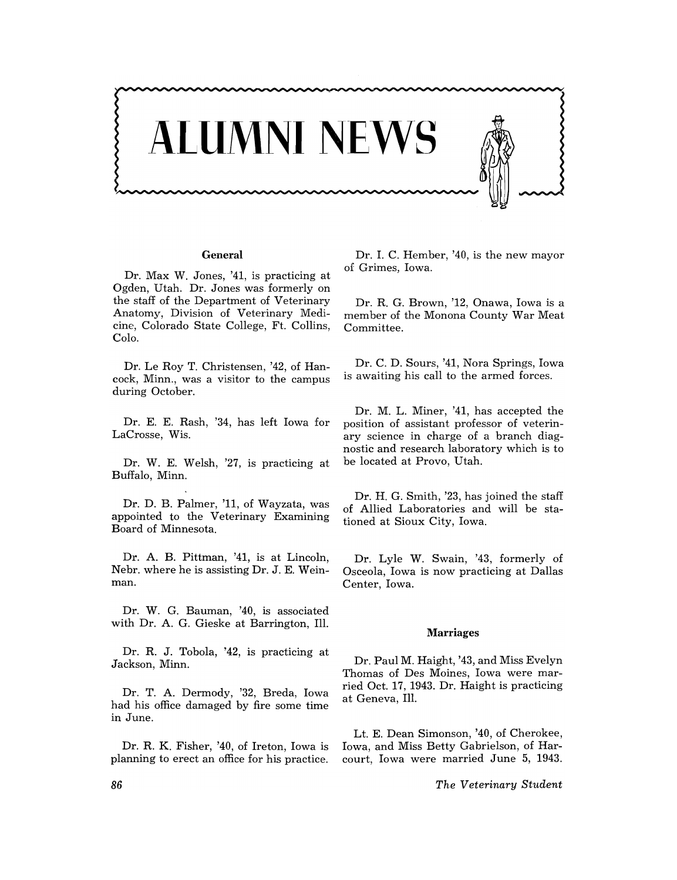# ALUMNI NEWS

## General

Dr. Max W. Jones, '41, is practicing at Ogden, Utah. Dr. Jones was formerly on the staff of the Department of Veterinary Anatomy, Division of Veterinary Medicine, Colorado State College, Ft. Collins, Colo.

Dr. Le Roy T. Christensen, '42, of Hancock, Minn., was a visitor to the campus during October.

Dr. E. E. Rash, '34, has left Iowa for LaCrosse, Wis.

Dr. W. E. Welsh, '27, is practicing at Buffalo, Minn.

Dr. D. B. Palmer, '11, of Wayzata, was appointed to the Veterinary Examining Board of Minnesota.

Dr. A. B. Pittman, '41, is at Lincoln, Nebr. where he is assisting Dr. J. E. Weinman.

Dr. W. G. Bauman, '40, is associated with Dr. A. G. Gieske at Barrington, Ill.

Dr. R. J. Tobola, '42, is practicing at Jackson, Minn.

Dr. T. A. Dermody, '32, Breda, Iowa had his office damaged by fire some time in June.

Dr. R. K. Fisher, '40, of Ireton, Iowa is planning to erect an office for his practice.

Dr. I. C. Hember, '40, is the new mayor of Grimes, Iowa.

Dr. R. G. Brown, '12, Onawa, Iowa is a member of the Monona County War Meat Committee.

Dr. C. D. Sours, '41, Nora Springs, Iowa is awaiting his call to the armed forces.

Dr. M. L. Miner, '41, has accepted the position of assistant professor of veterinary science in charge of a branch diagnostic and research laboratory which is to be located at Provo, Utah.

Dr. H. G. Smith, '23, has joined the staff of Allied Laboratories and will be stationed at Sioux City, Iowa.

Dr. Lyle W. Swain, '43, formerly of Osceola, Iowa is now practicing at Dallas Center, Iowa.

## Marriages

Dr. Paul M. Haight, '43, and Miss Evelyn Thomas of Des Moines, Iowa were married Oct. 17, 1943. Dr. Haight is practicing at Geneva, Ill.

Lt. E. Dean Simonson, '40, of Cherokee, Iowa, and Miss Betty Gabrielson, of Harcourt, Iowa were married June 5, 1943.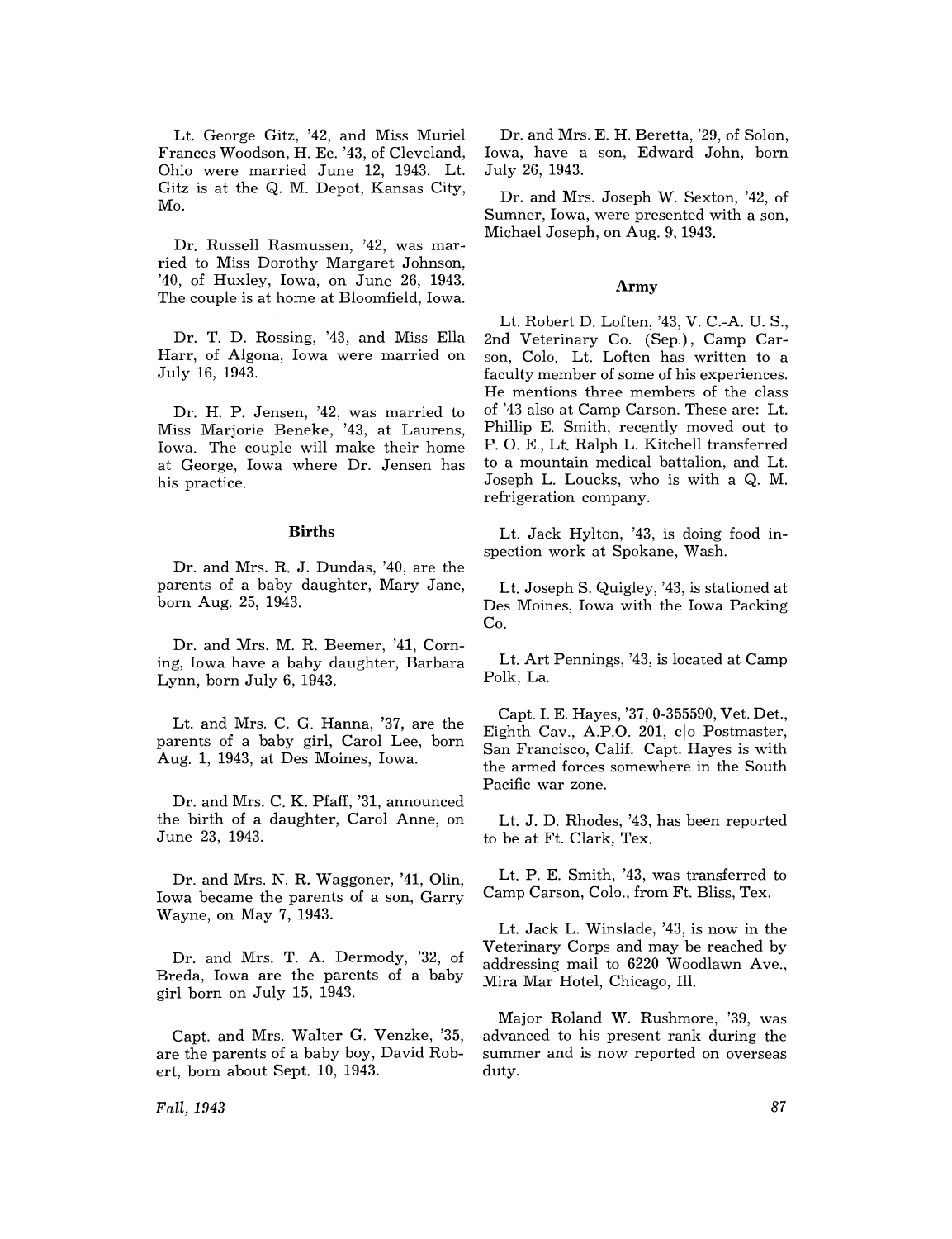Lt. George Gitz, '42, and Miss Muriel Frances Woodson, H. Ec. '43, of Cleveland, Ohio were married June 12, 1943. Lt. Gitz is at the Q. M. Depot, Kansas City, Mo.

Dr. Russell Rasmussen, '42, was married to Miss Dorothy Margaret Johnson, '40, of Huxley, Iowa, on June 26, 1943. The couple is at home at Bloomfield, Iowa.

Dr. T. D. Rossing, '43, and Miss Ella Harr, of Algona, Iowa were married on July 16, 1943.

Dr. H. P. Jensen, '42, was married to Miss Marjorie Beneke, '43, at Laurens, Iowa. The couple will make their home at George, Iowa where Dr. Jensen has his practice.

### Births

Dr. and Mrs. R. J. Dundas, '40, are the parents of a baby daughter, Mary Jane, born Aug. 25, 1943.

Dr. and Mrs. M. R. Beemer, '41, Corning, Iowa have a baby daughter, Barbara Lynn, born July 6, 1943.

Lt. and Mrs. C. G. Hanna, '37, are the parents of a baby girl, Carol Lee, born Aug. 1, 1943, at Des Moines, Iowa.

Dr. and Mrs. C. K. Pfaff, '31, announced the birth of a daughter, Carol Anne, on June 23, 1943.

Dr. and Mrs. N. R. Waggoner, '41, Olin, Iowa became the parents of a son, Garry Wayne, on May 7, 1943.

Dr. and Mrs. T. A. Dermody, '32, of Breda, Iowa are the parents of a baby girl born on July 15, 1943.

Capt. and Mrs. Walter G. Venzke, '35, are the parents of a baby boy, David Robert, born about Sept. 10, 1943.

Dr. and Mrs. E. H. Beretta, '29, of Solon, Iowa, have a son, Edward John, born July 26, 1943.

Dr. and Mrs. Joseph W. Sexton, '42, of Sumner, Iowa, were presented with a son, Michael Joseph, on Aug. 9, 1943.

### Army

Lt. Robert D. Loften, '43, V. C.-A. U. S., 2nd Veterinary Co. (Sep.), Camp Carson, Colo. Lt. Loften has written to a faculty member of some of his experiences. He mentions three members of the class of '43 also at Camp Carson. These are: Lt. Phillip E. Smith, recently moved out to P. O. E., Lt. Ralph L. Kitchell transferred to a mountain medical battalion, and Lt. Joseph L. Loucks, who is with a Q. M. refrigeration company.

Lt. Jack Hylton, '43, is doing food inspection work at Spokane, Wash.

Lt. Joseph S. Quigley, '43, is stationed at Des Moines, Iowa with the Iowa Packing Co.

Lt. Art Pennings, '43, is located at Camp Polk, La.

Capt. I. E. Hayes, '37, 0-355590, Vet. Det., Eighth Cav., A.P.O. 201, c|o Postmaster, San Francisco, Calif. Capt. Hayes is with the armed forces somewhere in the South Pacific war zone.

Lt. J. D. Rhodes, '43, has been reported to be at Ft. Clark, Tex.

Lt. P. E. Smith, '43, was transferred to Camp Carson, Colo., from Ft. Bliss, Tex.

Lt. Jack L. Winslade, '43, is now in the Veterinary Corps and may be reached by addressing mail to 6220 Woodlawn Ave., Mira Mar Hotel, Chicago, Ill.

Major Roland W. Rushmore, '39, was advanced to his present rank during the summer and is now reported on overseas duty.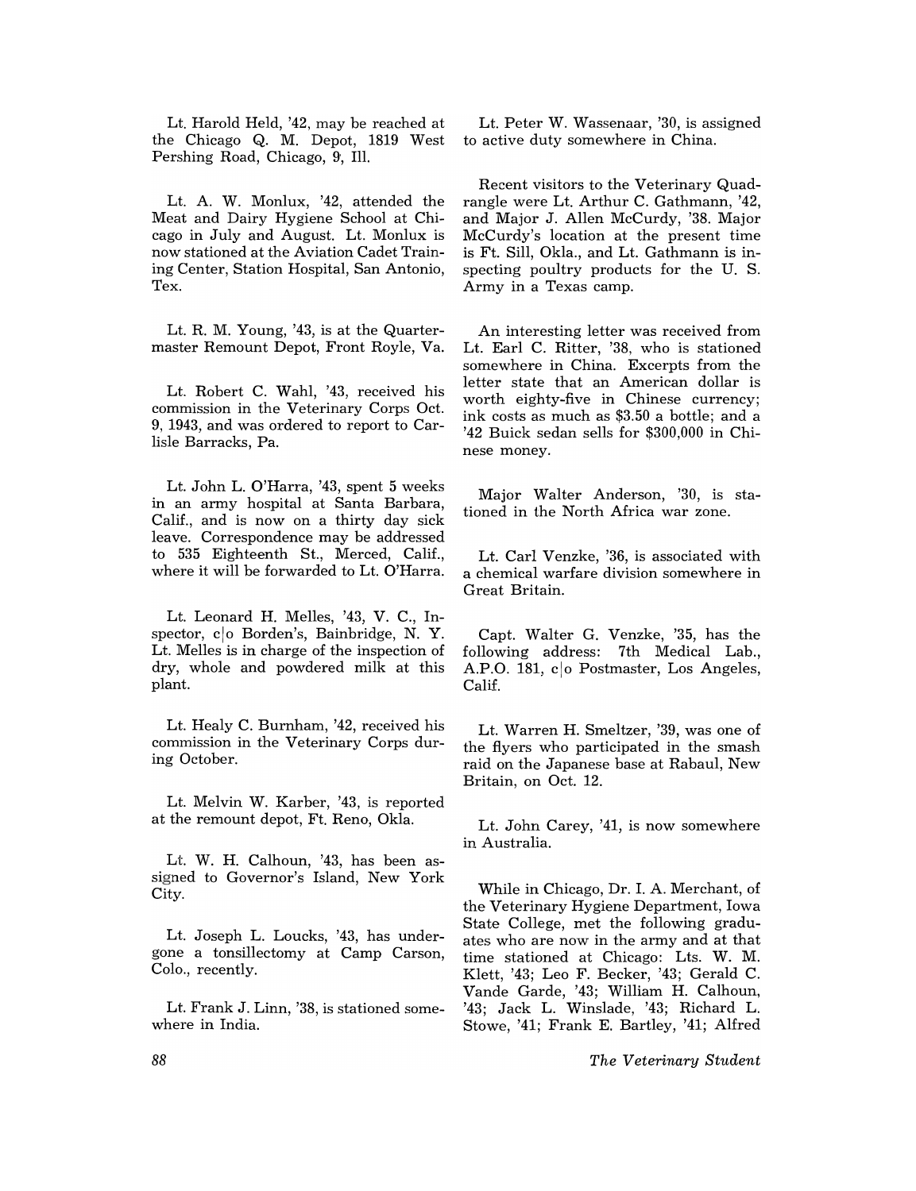Lt. Harold Held, '42, may be reached at the Chicago Q. M. Depot, 1819 West Pershing Road, Chicago, 9, Ill.

Lt. A. W. Monlux, '42, attended the Meat and Dairy Hygiene School at Chicago in July and August. Lt. Monlux is now stationed at the Aviation Cadet Training Center, Station Hospital, San Antonio, Tex.

Lt. R. M. Young, '43, is at the Quartermaster Remount Depot, Front Royle, Va.

Lt. Robert C. Wahl, '43, received his commission in the Veterinary Corps Oct. 9, 1943, and was ordered to report to Carlisle Barracks, Pa.

Lt. John L. O'Harra, '43, spent 5 weeks in an army hospital at Santa Barbara, Calif., and is now on a thirty day sick leave. Correspondence may be addressed to 535 Eighteenth St., Merced, Calif., where it will be forwarded to Lt. O'Harra.

Lt. Leonard H. Melles, '43, V. C., Inspector, c|o Borden's, Bainbridge, N. Y. Lt. Melles is in charge of the inspection of dry, whole and powdered milk at this plant.

Lt. Healy C. Burnham, '42, received his commission in the Veterinary Corps during October.

Lt. Melvin W. Karber, '43, is reported at the remount depot, Ft. Reno, Okla.

Lt. W. H. Calhoun, '43, has been assigned to Governor's Island, New York City.

Lt. Joseph L. Loucks, '43, has undergone a tonsillectomy at Camp Carson, Colo., recently.

Lt. Frank J. Linn, '38, is stationed somewhere in India.

Lt. Peter W. Wassenaar, '30, is assigned to active duty somewhere in China.

Recent visitors to the Veterinary Quadrangle were Lt. Arthur C. Gathmann, '42, and Major J. Allen McCurdy, '38. Major McCurdy's location at the present time is Ft. Sill, Okla., and Lt. Gathmann is inspecting poultry products for the U. S. Army in a Texas camp.

An interesting letter was received from Lt. Earl C. Ritter, '38, who is stationed somewhere in China. Excerpts from the letter state that an American dollar is worth eighty-five in Chinese currency; ink costs as much as $3.50 a bottle; and a '42 Buick sedan sells for $300,000 in Chinese money.

Major Walter Anderson, '30, is stationed in the North Africa war zone.

Lt. Carl Venzke, '36, is associated with a chemical warfare division somewhere in Great Britain.

Capt. Walter G. Venzke, '35, has the following address: 7th Medical Lab., A.P.O. 181, c|o Postmaster, Los Angeles, Calif.

Lt. Warren H. Smeltzer, '39, was one of the flyers who participated in the smash raid on the Japanese base at Rabaul, New Britain, on Oct. 12.

Lt. John Carey, '41, is now somewhere in Australia.

While in Chicago, Dr. I. A. Merchant, of the Veterinary Hygiene Department, Iowa State College, met the following graduates who are now in the army and at that time stationed at Chicago: Lts. W. M. Klett, '43; Leo F. Becker, '43; Gerald C. Vande Garde, '43; William H. Calhoun, '43; Jack L. Winslade, '43; Richard L. Stowe, '41; Frank E. Bartley, '41; Alfred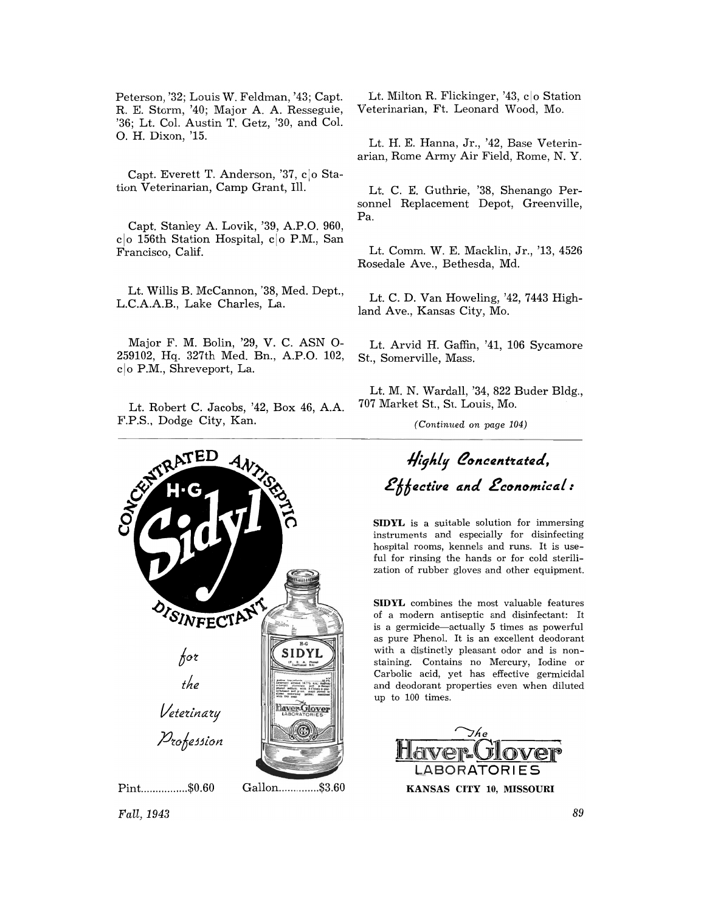Peterson, '32; Louis W. Feldman, '43; Capt. R. E. Storm, '40; Major A. A. Resseguie, '36; Lt. Col. Austin T. Getz, '30, and Col. O. H. Dixon, '15.

Capt. Everett T. Anderson, '37, c|o Station Veterinarian, Camp Grant, Ill.

Capt. Stanley A. Lovik, '39, A.P.O. 960, c|o 156th Station Hospital, c|o P.M., San Francisco, Calif.

Lt. Willis B. McCannon, '38, Med. Dept., L.C.A.A.B., Lake Charles, La.

Major F. M. Bolin, '29, V. C. ASN O-259102, Hq. 327th Med. Bn., A.P.O. 102, c|o P.M., Shreveport, La.

Lt. Robert C. Jacobs, '42, Box 46, A.A. F.P.S., Dodge City, Kan.

Lt. Milton R. Flickinger, '43, c|o Station Veterinarian, Ft. Leonard Wood, Mo.

Lt. H. E. Hanna, Jr., '42, Base Veterinarian, Rome Army Air Field, Rome, N. Y.

Lt. C. E. Guthrie, '38, Shenango Personnel Replacement Depot, Greenville, Pa.

Lt. Comm. W. E. Macklin, Jr., '13, 4526 Rosedale Ave., Bethesda, Md.

Lt. C. D. Van Howeling, '42, 7443 Highland Ave., Kansas City, Mo.

Lt. Arvid H. Gaffin, '41, 106 Sycamore St., Somerville, Mass.

Lt. M. N. Wardall, '34, 822 Buder Bldg., 707 Market St., St. Louis, Mo.

*(Continued on page 104)*

---

CONCENTRATED ANTISEPTIC

H·G **Sidyl**

DISINFECTANT

*for the Veterinary Profession*

Pint................$0.60 Gallon..............$3.60

## *Highly Concentrated, Effective and Economical:*

**SIDYL** is a suitable solution for immersing instruments and especially for disinfecting hospital rooms, kennels and runs. It is useful for rinsing the hands or for cold sterilization of rubber gloves and other equipment.

**SIDYL** combines the most valuable features of a modern antiseptic and disinfectant: It is a germicide—actually 5 times as powerful as pure Phenol. It is an excellent deodorant with a distinctly pleasant odor and is nonstaining. Contains no Mercury, Iodine or Carbolic acid, yet has effective germicidal and deodorant properties even when diluted up to 100 times.

The Haver-Glover LABORATORIES
**KANSAS CITY 10, MISSOURI**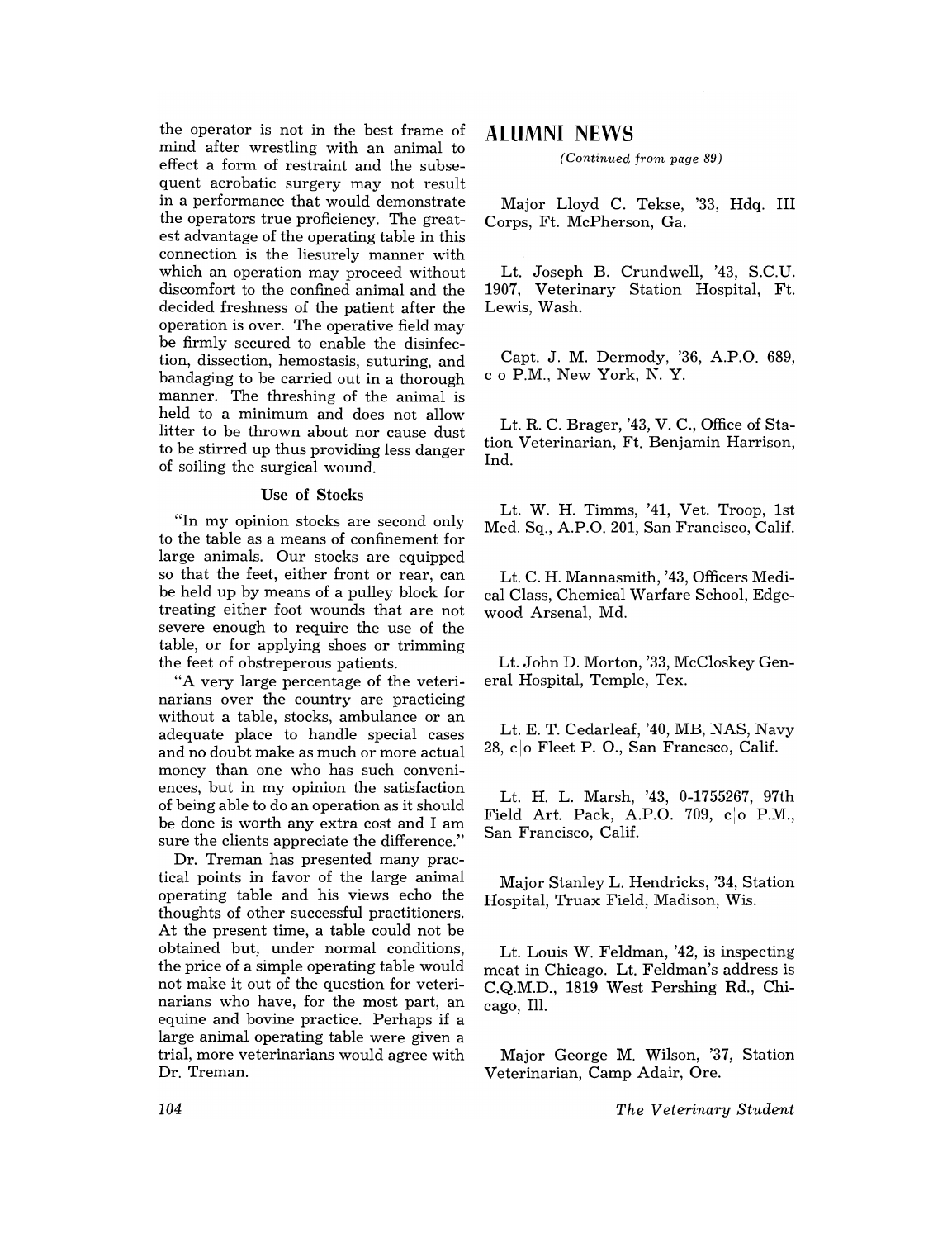the operator is not in the best frame of mind after wrestling with an animal to effect a form of restraint and the subsequent acrobatic surgery may not result in a performance that would demonstrate the operators true proficiency. The greatest advantage of the operating table in this connection is the liesurely manner with which an operation may proceed without discomfort to the confined animal and the decided freshness of the patient after the operation is over. The operative field may be firmly secured to enable the disinfection, dissection, hemostasis, suturing, and bandaging to be carried out in a thorough manner. The threshing of the animal is held to a minimum and does not allow litter to be thrown about nor cause dust to be stirred up thus providing less danger of soiling the surgical wound.

### Use of Stocks

"In my opinion stocks are second only to the table as a means of confinement for large animals. Our stocks are equipped so that the feet, either front or rear, can be held up by means of a pulley block for treating either foot wounds that are not severe enough to require the use of the table, or for applying shoes or trimming the feet of obstreperous patients.

"A very large percentage of the veterinarians over the country are practicing without a table, stocks, ambulance or an adequate place to handle special cases and no doubt make as much or more actual money than one who has such conveniences, but in my opinion the satisfaction of being able to do an operation as it should be done is worth any extra cost and I am sure the clients appreciate the difference."

Dr. Treman has presented many practical points in favor of the large animal operating table and his views echo the thoughts of other successful practitioners. At the present time, a table could not be obtained but, under normal conditions, the price of a simple operating table would not make it out of the question for veterinarians who have, for the most part, an equine and bovine practice. Perhaps if a large animal operating table were given a trial, more veterinarians would agree with Dr. Treman.

## ALUMNI NEWS

*(Continued from page 89)*

Major Lloyd C. Tekse, '33, Hdq. III Corps, Ft. McPherson, Ga.

Lt. Joseph B. Crundwell, '43, S.C.U. 1907, Veterinary Station Hospital, Ft. Lewis, Wash.

Capt. J. M. Dermody, '36, A.P.O. 689, c|o P.M., New York, N. Y.

Lt. R. C. Brager, '43, V. C., Office of Station Veterinarian, Ft. Benjamin Harrison, Ind.

Lt. W. H. Timms, '41, Vet. Troop, 1st Med. Sq., A.P.O. 201, San Francisco, Calif.

Lt. C. H. Mannasmith, '43, Officers Medical Class, Chemical Warfare School, Edgewood Arsenal, Md.

Lt. John D. Morton, '33, McCloskey General Hospital, Temple, Tex.

Lt. E. T. Cedarleaf, '40, MB, NAS, Navy 28, c|o Fleet P. O., San Francsco, Calif.

Lt. H. L. Marsh, '43, 0-1755267, 97th Field Art. Pack, A.P.O. 709, c|o P.M., San Francisco, Calif.

Major Stanley L. Hendricks, '34, Station Hospital, Truax Field, Madison, Wis.

Lt. Louis W. Feldman, '42, is inspecting meat in Chicago. Lt. Feldman's address is C.Q.M.D., 1819 West Pershing Rd., Chicago, Ill.

Major George M. Wilson, '37, Station Veterinarian, Camp Adair, Ore.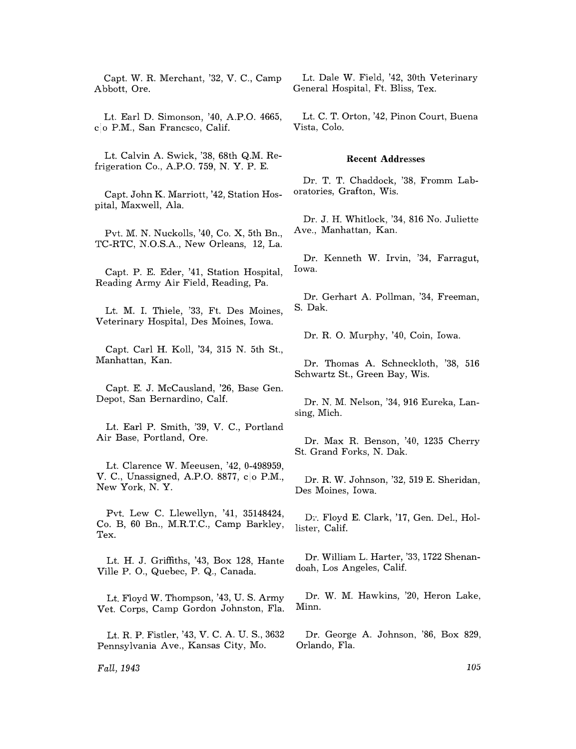Capt. W. R. Merchant, '32, V. C., Camp Abbott, Ore.

Lt. Earl D. Simonson, '40, A.P.O. 4665, c|o P.M., San Francsco, Calif.

Lt. Calvin A. Swick, '38, 68th Q.M. Refrigeration Co., A.P.O. 759, N. Y. P. E.

Capt. John K. Marriott, '42, Station Hospital, Maxwell, Ala.

Pvt. M. N. Nuckolls, '40, Co. X, 5th Bn., TC-RTC, N.O.S.A., New Orleans, 12, La.

Capt. P. E. Eder, '41, Station Hospital, Reading Army Air Field, Reading, Pa.

Lt. M. I. Thiele, '33, Ft. Des Moines, Veterinary Hospital, Des Moines, Iowa.

Capt. Carl H. Koll, '34, 315 N. 5th St., Manhattan, Kan.

Capt. E. J. McCausland, '26, Base Gen. Depot, San Bernardino, Calf.

Lt. Earl P. Smith, '39, V. C., Portland Air Base, Portland, Ore.

Lt. Clarence W. Meeusen, '42, 0-498959, V. C., Unassigned, A.P.O. 8877, c|o P.M., New York, N. Y.

Pvt. Lew C. Llewellyn, '41, 35148424, Co. B, 60 Bn., M.R.T.C., Camp Barkley, Tex.

Lt. H. J. Griffiths, '43, Box 128, Hante Ville P. O., Quebec, P. Q., Canada.

Lt. Floyd W. Thompson, '43, U. S. Army Vet. Corps, Camp Gordon Johnston, Fla.

Lt. R. P. Fistler, '43, V. C. A. U. S., 3632 Pennsylvania Ave., Kansas City, Mo.

Lt. Dale W. Field, '42, 30th Veterinary General Hospital, Ft. Bliss, Tex.

Lt. C. T. Orton, '42, Pinon Court, Buena Vista, Colo.

#### Recent Addresses

Dr. T. T. Chaddock, '38, Fromm Laboratories, Grafton, Wis.

Dr. J. H. Whitlock, '34, 816 No. Juliette Ave., Manhattan, Kan.

Dr. Kenneth W. Irvin, '34, Farragut, Iowa.

Dr. Gerhart A. Pollman, '34, Freeman, S. Dak.

Dr. R. O. Murphy, '40, Coin, Iowa.

Dr. Thomas A. Schneckloth, '38, 516 Schwartz St., Green Bay, Wis.

Dr. N. M. Nelson, '34, 916 Eureka, Lansing, Mich.

Dr. Max R. Benson, '40, 1235 Cherry St. Grand Forks, N. Dak.

Dr. R. W. Johnson, '32, 519 E. Sheridan, Des Moines, Iowa.

Dr. Floyd E. Clark, '17, Gen. Del., Hollister, Calif.

Dr. William L. Harter, '33, 1722 Shenandoah, Los Angeles, Calif.

Dr. W. M. Hawkins, '20, Heron Lake, Minn.

Dr. George A. Johnson, '86, Box 829, Orlando, Fla.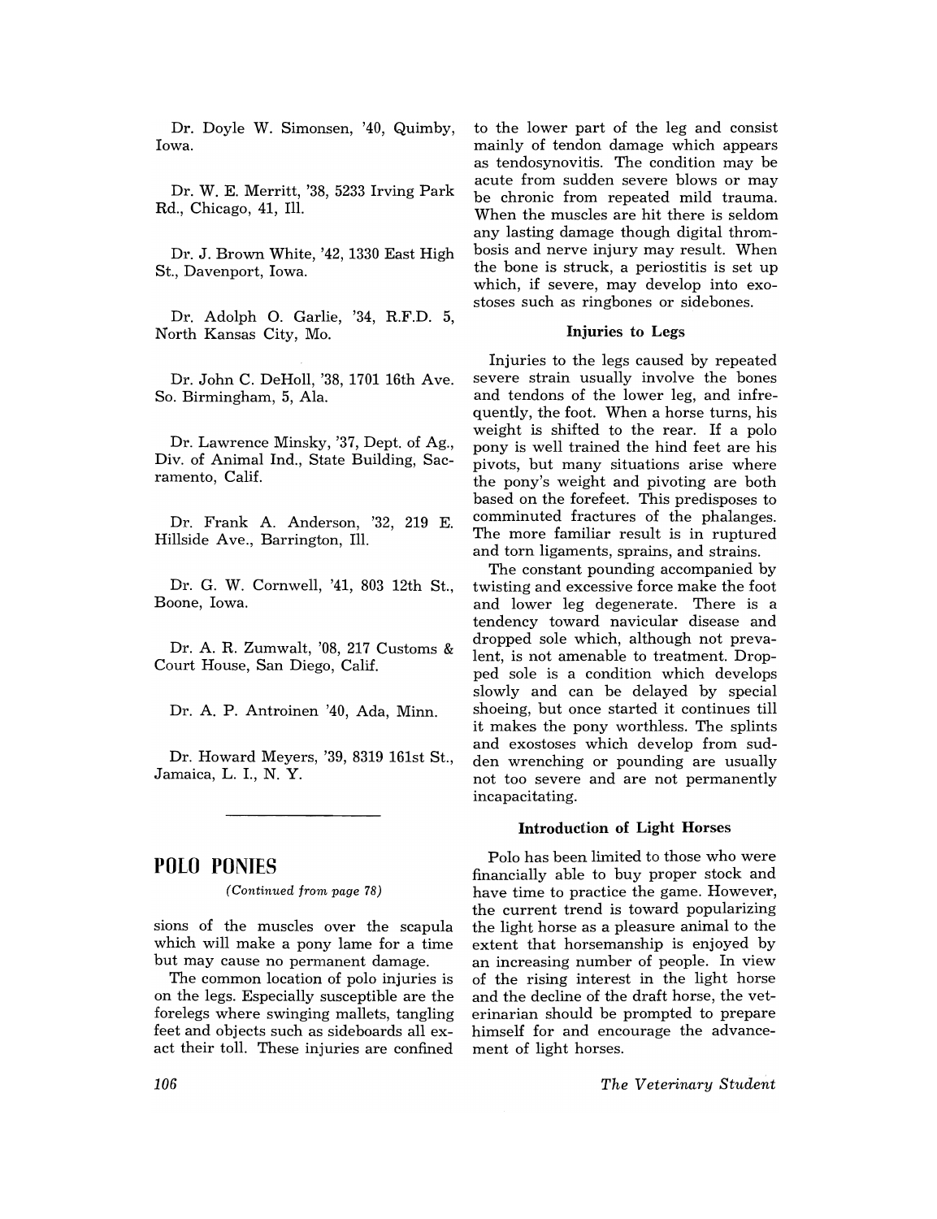Dr. Doyle W. Simonsen, '40, Quimby, Iowa.

Dr. W. E. Merritt, '38, 5233 Irving Park Rd., Chicago, 41, Ill.

Dr. J. Brown White, '42, 1330 East High St., Davenport, Iowa.

Dr. Adolph O. Garlie, '34, R.F.D. 5, North Kansas City, Mo.

Dr. John C. DeHoll, '38, 1701 16th Ave. So. Birmingham, 5, Ala.

Dr. Lawrence Minsky, '37, Dept. of Ag., Div. of Animal Ind., State Building, Sacramento, Calif.

Dr. Frank A. Anderson, '32, 219 E. Hillside Ave., Barrington, Ill.

Dr. G. W. Cornwell, '41, 803 12th St., Boone, Iowa.

Dr. A. R. Zumwalt, '08, 217 Customs & Court House, San Diego, Calif.

Dr. A. P. Antroinen '40, Ada, Minn.

Dr. Howard Meyers, '39, 8319 161st St., Jamaica, L. I., N. Y.

---

## POLO PONIES

*(Continued from page 78)*

sions of the muscles over the scapula which will make a pony lame for a time but may cause no permanent damage.

The common location of polo injuries is on the legs. Especially susceptible are the forelegs where swinging mallets, tangling feet and objects such as sideboards all exact their toll. These injuries are confined to the lower part of the leg and consist mainly of tendon damage which appears as tendosynovitis. The condition may be acute from sudden severe blows or may be chronic from repeated mild trauma. When the muscles are hit there is seldom any lasting damage though digital thrombosis and nerve injury may result. When the bone is struck, a periostitis is set up which, if severe, may develop into exostoses such as ringbones or sidebones.

### Injuries to Legs

Injuries to the legs caused by repeated severe strain usually involve the bones and tendons of the lower leg, and infrequently, the foot. When a horse turns, his weight is shifted to the rear. If a polo pony is well trained the hind feet are his pivots, but many situations arise where the pony's weight and pivoting are both based on the forefeet. This predisposes to comminuted fractures of the phalanges. The more familiar result is in ruptured and torn ligaments, sprains, and strains.

The constant pounding accompanied by twisting and excessive force make the foot and lower leg degenerate. There is a tendency toward navicular disease and dropped sole which, although not prevalent, is not amenable to treatment. Dropped sole is a condition which develops slowly and can be delayed by special shoeing, but once started it continues till it makes the pony worthless. The splints and exostoses which develop from sudden wrenching or pounding are usually not too severe and are not permanently incapacitating.

### Introduction of Light Horses

Polo has been limited to those who were financially able to buy proper stock and have time to practice the game. However, the current trend is toward popularizing the light horse as a pleasure animal to the extent that horsemanship is enjoyed by an increasing number of people. In view of the rising interest in the light horse and the decline of the draft horse, the veterinarian should be prompted to prepare himself for and encourage the advancement of light horses.